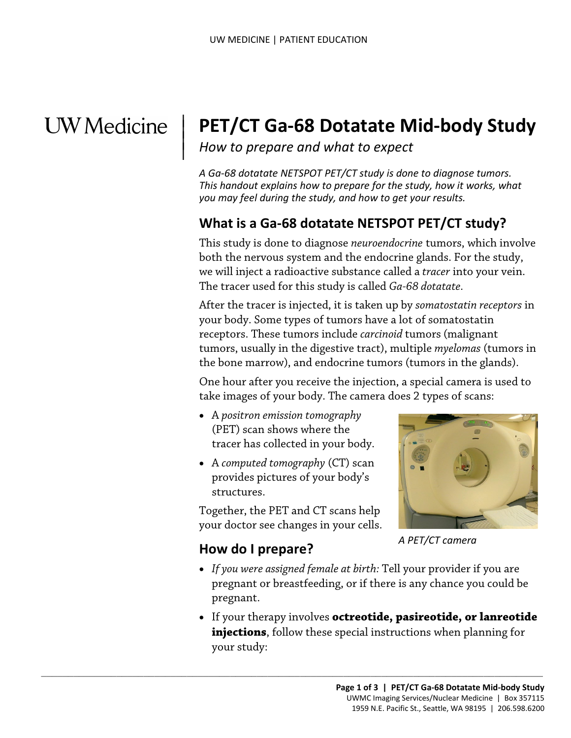UW Medicine

# PET/CT Ga-68 Dotatate Mid-body Study

*How to prepare and what to expect*

*A Ga-68 dotatate NETSPOT PET/CT study is done to diagnose tumors. This handout explains how to prepare for the study, how it works, what you may feel during the study, and how to get your results.*

## What is a Ga-68 dotatate NETSPOT PET/CT study?

This study is done to diagnose *neuroendocrine* tumors, which involve both the nervous system and the endocrine glands. For the study, we will inject a radioactive substance called a *tracer* into your vein. The tracer used for this study is called *Ga-68 dotatate*.

After the tracer is injected, it is taken up by *somatostatin receptors* in your body. Some types of tumors have a lot of somatostatin receptors. These tumors include *carcinoid* tumors (malignant tumors, usually in the digestive tract), multiple *myelomas* (tumors in the bone marrow), and endocrine tumors (tumors in the glands).

One hour after you receive the injection, a special camera is used to take images of your body. The camera does 2 types of scans:

- A *positron emission tomography* (PET) scan shows where the tracer has collected in your body.
- A *computed tomography* (CT) scan provides pictures of your body's structures.

Together, the PET and CT scans help your doctor see changes in your cells.

*A PET/CT camera*

## How do I prepare?

- *If you were assigned female at birth:* Tell your provider if you are pregnant or breastfeeding, or if there is any chance you could be pregnant.
- If your therapy involves **octreotide, pasireotide, or lanreotide injections**, follow these special instructions when planning for your study: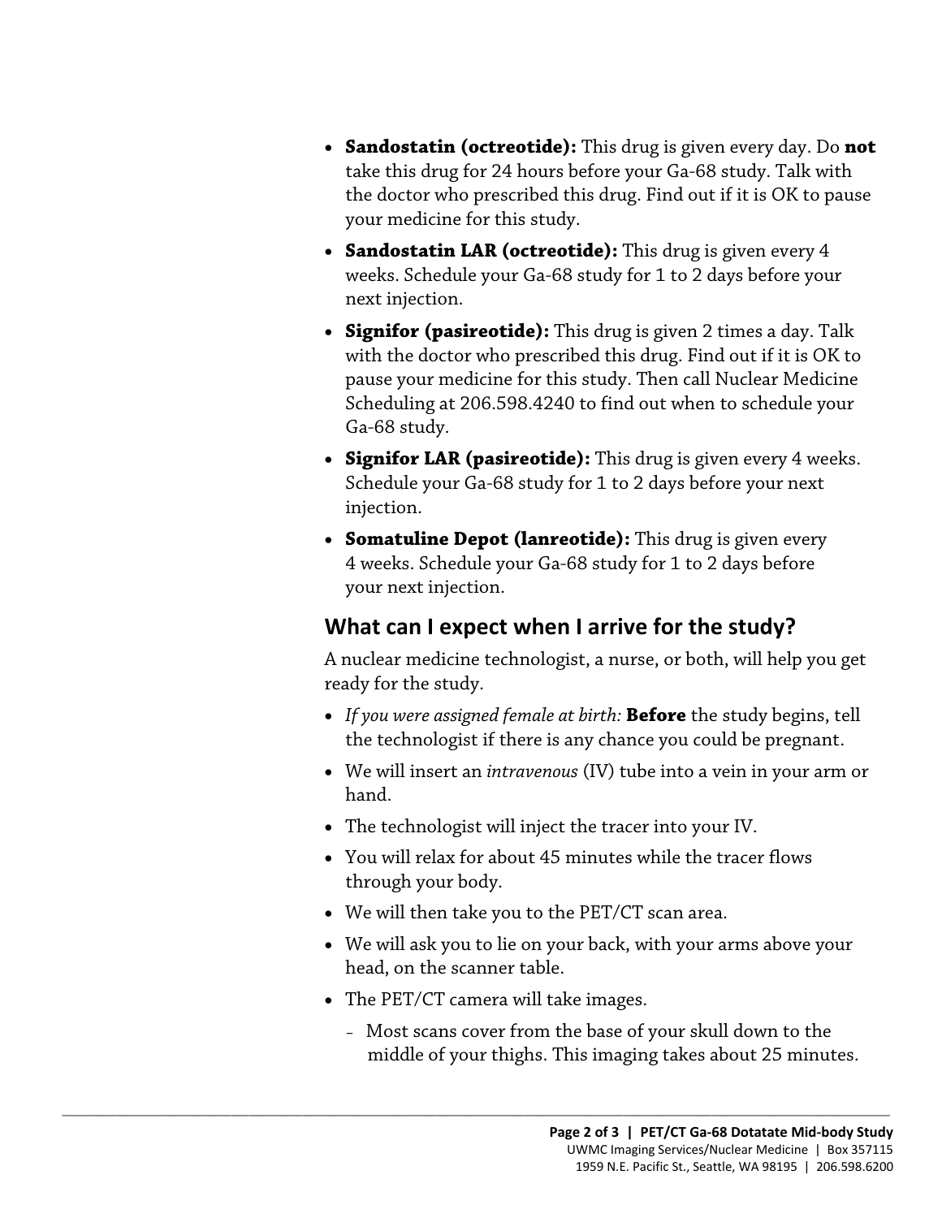- **Sandostatin (octreotide):** This drug is given every day. Do **not** take this drug for 24 hours before your Ga-68 study. Talk with the doctor who prescribed this drug. Find out if it is OK to pause your medicine for this study.
- **Sandostatin LAR (octreotide):** This drug is given every 4 weeks. Schedule your Ga-68 study for 1 to 2 days before your next injection.
- **Signifor (pasireotide):** This drug is given 2 times a day. Talk with the doctor who prescribed this drug. Find out if it is OK to pause your medicine for this study. Then call Nuclear Medicine Scheduling at 206.598.4240 to find out when to schedule your Ga-68 study.
- **Signifor LAR (pasireotide):** This drug is given every 4 weeks. Schedule your Ga-68 study for 1 to 2 days before your next injection.
- **Somatuline Depot (lanreotide):** This drug is given every 4 weeks. Schedule your Ga-68 study for 1 to 2 days before your next injection.

## What can I expect when I arrive for the study?

A nuclear medicine technologist, a nurse, or both, will help you get ready for the study.

- *If you were assigned female at birth:* **Before** the study begins, tell the technologist if there is any chance you could be pregnant.
- We will insert an *intravenous* (IV) tube into a vein in your arm or hand.
- The technologist will inject the tracer into your IV.
- You will relax for about 45 minutes while the tracer flows through your body.
- We will then take you to the PET/CT scan area.
- We will ask you to lie on your back, with your arms above your head, on the scanner table.
- The PET/CT camera will take images.
  - Most scans cover from the base of your skull down to the middle of your thighs. This imaging takes about 25 minutes.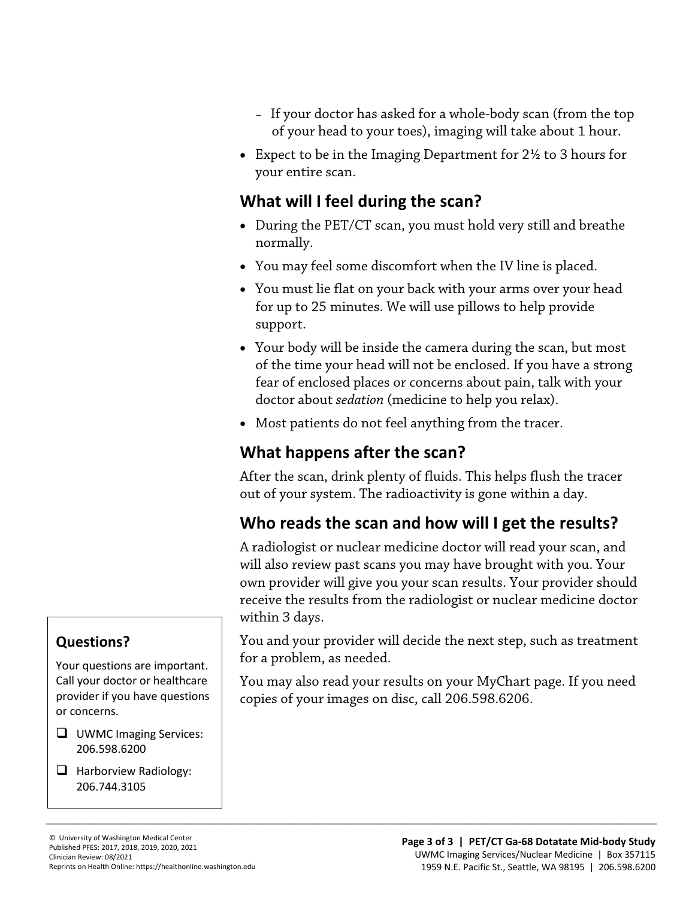- If your doctor has asked for a whole-body scan (from the top of your head to your toes), imaging will take about 1 hour.
- Expect to be in the Imaging Department for 2½ to 3 hours for your entire scan.

## What will I feel during the scan?

- During the PET/CT scan, you must hold very still and breathe normally.
- You may feel some discomfort when the IV line is placed.
- You must lie flat on your back with your arms over your head for up to 25 minutes. We will use pillows to help provide support.
- Your body will be inside the camera during the scan, but most of the time your head will not be enclosed. If you have a strong fear of enclosed places or concerns about pain, talk with your doctor about *sedation* (medicine to help you relax).
- Most patients do not feel anything from the tracer.

## What happens after the scan?

After the scan, drink plenty of fluids. This helps flush the tracer out of your system. The radioactivity is gone within a day.

## Who reads the scan and how will I get the results?

A radiologist or nuclear medicine doctor will read your scan, and will also review past scans you may have brought with you. Your own provider will give you your scan results. Your provider should receive the results from the radiologist or nuclear medicine doctor within 3 days.

You and your provider will decide the next step, such as treatment for a problem, as needed.

You may also read your results on your MyChart page. If you need copies of your images on disc, call 206.598.6206.

### Questions?

Your questions are important. Call your doctor or healthcare provider if you have questions or concerns.

- ☐ UWMC Imaging Services: 206.598.6200
- ☐ Harborview Radiology: 206.744.3105

© University of Washington Medical Center
Published PFES: 2017, 2018, 2019, 2020, 2021
Clinician Review: 08/2021
Reprints on Health Online: https://healthonline.washington.edu

**PET/CT Ga-68 Dotatate Mid-body Study**
UWMC Imaging Services/Nuclear Medicine | Box 357115
1959 N.E. Pacific St., Seattle, WA 98195 | 206.598.6200